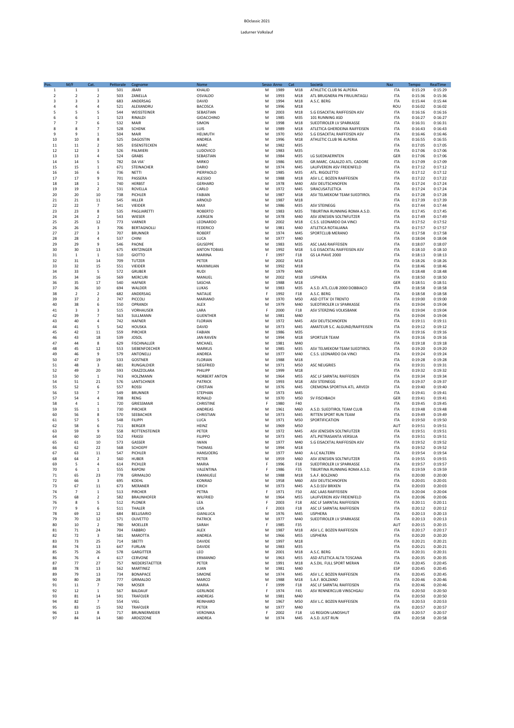BOclassic 2021

Ladurner Volkslauf

| Pos. | M/F | Cat. | Pettorale | Cognome | Nome | Sesso | Anno | Cat | Società | Naz | Tempo | RealTime |
|---|---|---|---|---|---|---|---|---|---|---|---|---|
| 1 | 1 | 1 | 501 | JBARI | KHALID | M | 1989 | M18 | ATHLETIC CLUB 96 ALPERIA | ITA | 0:15:29 | 0:15:29 |
| 2 | 2 | 2 | 503 | ZANELLA | OSVALDO | M | 1993 | M18 | ATL BRUGNERA PN FRIULINTAGLI | ITA | 0:15:36 | 0:15:36 |
| 3 | 3 | 3 | 683 | ANDERSAG | DAVID | M | 1994 | M18 | A.S.C. BERG | ITA | 0:15:44 | 0:15:44 |
| 4 | 4 | 4 | 521 | ALEXANDRU | BACOSCA | M | 1996 | M18 | | ROU | 0:16:02 | 0:16:02 |
| 5 | 5 | 5 | 544 | WEISSTEINER | SEBASTIAN | M | 2003 | M18 | S.G EISACKTAL RAIFFEISEN ASV | ITA | 0:16:16 | 0:16:16 |
| 6 | 6 | 1 | 523 | RINALDI | GIOACCHINO | M | 1985 | M35 | 101 RUNNING ASD | ITA | 0:16:27 | 0:16:27 |
| 7 | 7 | 6 | 532 | MAIR | SIMON | M | 1998 | M18 | SUEDTIROLER LV SPARKASSE | ITA | 0:16:31 | 0:16:31 |
| 8 | 8 | 7 | 528 | SCHENK | LUIS | M | 1989 | M18 | ATLETICA GHERDEINA RAIFFEISEN | ITA | 0:16:43 | 0:16:43 |
| 9 | 9 | 1 | 504 | MAIR | HELMUTH | M | 1970 | M50 | S.G EISACKTAL RAIFFEISEN ASV | ITA | 0:16:46 | 0:16:46 |
| 10 | 10 | 8 | 525 | DAGOSTIN | ANDREA | M | 1996 | M18 | ATHLETIC CLUB 96 ALPERIA | ITA | 0:16:55 | 0:16:55 |
| 11 | 11 | 2 | 505 | EISENSTECKEN | MARC | M | 1982 | M35 | | ITA | 0:17:05 | 0:17:05 |
| 12 | 12 | 3 | 526 | PALMIERI | LUDOVICO | M | 1983 | M35 | | ITA | 0:17:06 | 0:17:06 |
| 13 | 13 | 4 | 524 | GRABS | SEBASTIAN | M | 1984 | M35 | LG SUEDKAERNTEN | GER | 0:17:06 | 0:17:06 |
| 14 | 14 | 5 | 782 | DA VIA' | MIRKO | M | 1986 | M35 | GR.MARC. CALALZO ATL. CADORE | ITA | 0:17:09 | 0:17:09 |
| 15 | 15 | 1 | 671 | STEINACHER | DARIO | M | 1974 | M45 | LAUFVEREIN ASV FREIENFELD | ITA | 0:17:12 | 0:17:12 |
| 16 | 16 | 6 | 736 | NETTI | PIERPAOLO | M | 1985 | M35 | ATL. RIGOLETTO | ITA | 0:17:12 | 0:17:12 |
| 17 | 17 | 9 | 701 | PASSERA | ALESSIO | M | 1988 | M18 | ASV L.C. BOZEN RAIFFEISEN | ITA | 0:17:22 | 0:17:22 |
| 18 | 18 | 1 | 740 | HERBST | GERHARD | M | 1978 | M40 | ASV DEUTSCHNOFEN | ITA | 0:17:24 | 0:17:24 |
| 19 | 19 | 2 | 531 | ROVELLA | CARLO | M | 1972 | M45 | SIRACUSATLETICA | ITA | 0:17:24 | 0:17:24 |
| 20 | 20 | 10 | 738 | PICHLER | FABIAN | M | 1987 | M18 | ASV TELMEKOM TEAM SUEDTIROL | ITA | 0:17:28 | 0:17:28 |
| 21 | 21 | 11 | 545 | HILLER | ARNOLD | M | 1987 | M18 | | ITA | 0:17:39 | 0:17:39 |
| 22 | 22 | 7 | 541 | VIEIDER | MAX | M | 1986 | M35 | ASV STEINEGG | ITA | 0:17:44 | 0:17:44 |
| 23 | 23 | 8 | 535 | PAGLIARETTI | ROBERTO | M | 1983 | M35 | TIBURTINA RUNNING ROMA A.S.D. | ITA | 0:17:45 | 0:17:45 |
| 24 | 24 | 2 | 543 | WIESER | JUERGEN | M | 1978 | M40 | ASV JENESIEN SOLTNFLITZER | ITA | 0:17:49 | 0:17:49 |
| 25 | 25 | 12 | 773 | VARNER | LEONARDO | M | 2002 | M18 | C.S.S. LEONARDO DA VINCI | ITA | 0:17:52 | 0:17:52 |
| 26 | 26 | 3 | 706 | BERTAGNOLLI | FEDERICO | M | 1981 | M40 | ATLETICA ROTALIANA | ITA | 0:17:57 | 0:17:57 |
| 27 | 27 | 3 | 707 | BRUNNER | ROBERT | M | 1974 | M45 | SPORTCLUB MERANO | ITA | 0:17:58 | 0:17:58 |
| 28 | 28 | 4 | 537 | CHINI | LUCA | M | 1977 | M40 | | ITA | 0:18:04 | 0:18:04 |
| 29 | 29 | 9 | 546 | PAONE | GIUSEPPE | M | 1983 | M35 | ASC LAAS RAIFFEISEN | ITA | 0:18:07 | 0:18:07 |
| 30 | 30 | 13 | 675 | KRITZINGER | ANTON TOBIAS | M | 1992 | M18 | S.G EISACKTAL RAIFFEISEN ASV | ITA | 0:18:10 | 0:18:10 |
| 31 | 1 | 1 | 510 | GIOTTO | MARINA | F | 1997 | F18 | GS LA PIAVE 2000 | ITA | 0:18:13 | 0:18:13 |
| 32 | 31 | 14 | 709 | TUTZER | PETER | M | 2002 | M18 | | ITA | 0:18:26 | 0:18:26 |
| 33 | 32 | 15 | 551 | VIEIDER | MAXIMILIAN | M | 1992 | M18 | | ITA | 0:18:46 | 0:18:46 |
| 34 | 33 | 5 | 572 | GRUBER | RUDI | M | 1979 | M40 | | ITA | 0:18:48 | 0:18:48 |
| 35 | 34 | 16 | 569 | MERCURI | MANUEL | M | 2002 | M18 | LISPHERA | ITA | 0:18:50 | 0:18:50 |
| 36 | 35 | 17 | 540 | HAFNER | SASCHA | M | 1988 | M18 | | GER | 0:18:51 | 0:18:51 |
| 37 | 36 | 10 | 694 | WALDER | LUKAS | M | 1983 | M35 | A.S.D. ATL.CLUB 2000 DOBBIACO | ITA | 0:18:58 | 0:18:58 |
| 38 | 2 | 2 | 682 | ANDERSAG | NATALIE | F | 1992 | F18 | A.S.C. BERG | ITA | 0:18:58 | 0:18:58 |
| 39 | 37 | 2 | 747 | PICCOLI | MARIANO | M | 1970 | M50 | ASD CITTA' DI TRENTO | ITA | 0:19:00 | 0:19:00 |
| 40 | 38 | 6 | 550 | OPRANDI | ALEX | M | 1979 | M40 | SUEDTIROLER LV SPARKASSE | ITA | 0:19:04 | 0:19:04 |
| 41 | 3 | 3 | 515 | VORHAUSER | LARA | F | 2000 | F18 | ASV STERZING VOLKSBANK | ITA | 0:19:04 | 0:19:04 |
| 42 | 39 | 7 | 563 | SULLMANN | GUENTHER | M | 1981 | M40 | | ITA | 0:19:04 | 0:19:04 |
| 43 | 40 | 4 | 742 | HAFNER | FLORIAN | M | 1972 | M45 | ASV DEUTSCHNOFEN | ITA | 0:19:11 | 0:19:11 |
| 44 | 41 | 5 | 542 | HOUSKA | DAVID | M | 1973 | M45 | AMATEUR S.C. ALGUND/RAIFFEISEN | ITA | 0:19:12 | 0:19:12 |
| 45 | 42 | 11 | 559 | PIRCHER | FABIAN | M | 1986 | M35 | | ITA | 0:19:16 | 0:19:16 |
| 46 | 43 | 18 | 539 | JOSOL | JAN RAVEN | M | 1994 | M18 | SPORTLER TEAM | ITA | 0:19:16 | 0:19:16 |
| 47 | 44 | 8 | 629 | FISCHNALLER | MICHAEL | M | 1981 | M40 | | ITA | 0:19:18 | 0:19:18 |
| 48 | 45 | 12 | 553 | SIEBENFOECHER | MARKUS | M | 1985 | M35 | ASV TELMEKOM TEAM SUEDTIROL | ITA | 0:19:20 | 0:19:20 |
| 49 | 46 | 9 | 579 | ANTONELLI | ANDREA | M | 1977 | M40 | C.S.S. LEONARDO DA VINCI | ITA | 0:19:24 | 0:19:24 |
| 50 | 47 | 19 | 533 | GOSTNER | FLORIAN | M | 1988 | M18 | | ITA | 0:19:28 | 0:19:28 |
| 51 | 48 | 3 | 681 | RUNGALDIER | SIEGFRIED | M | 1971 | M50 | ASC NEUGRIES | ITA | 0:19:31 | 0:19:31 |
| 52 | 49 | 20 | 593 | CRAZZOLARA | PHILIPP | M | 1999 | M18 | | ITA | 0:19:32 | 0:19:32 |
| 53 | 50 | 1 | 743 | HOLZMANN | NORBERT ANTON | M | 1964 | M55 | ASC LF SARNTAL RAIFFEISEN | ITA | 0:19:34 | 0:19:34 |
| 54 | 51 | 21 | 576 | LANTSCHNER | PATRICK | M | 1993 | M18 | ASV STEINEGG | ITA | 0:19:37 | 0:19:37 |
| 55 | 52 | 6 | 557 | ROSSI | CRISTIAN | M | 1976 | M45 | CREMONA SPORTIVA ATL. ARVEDI | ITA | 0:19:40 | 0:19:40 |
| 56 | 53 | 7 | 549 | BRUNNER | STEPHAN | M | 1973 | M45 | | ITA | 0:19:41 | 0:19:41 |
| 57 | 54 | 4 | 708 | RENG | RONALD | M | 1970 | M50 | SV FISCHBACH | GER | 0:19:41 | 0:19:41 |
| 58 | 4 | 1 | 720 | GRIESSMAIR | CHRISTINE | F | 1980 | F40 | | ITA | 0:19:45 | 0:19:45 |
| 59 | 55 | 1 | 730 | PIRCHER | ANDREAS | M | 1961 | M60 | A.S.D. SUEDTIROL TEAM CLUB | ITA | 0:19:48 | 0:19:48 |
| 60 | 56 | 8 | 570 | SEEBACHER | CHRISTIAN | M | 1973 | M45 | RITTEN SPORT RUN TEAM | ITA | 0:19:49 | 0:19:49 |
| 61 | 57 | 5 | 548 | FILIPPI | LUCA | M | 1971 | M50 | SPORTIFICATION | ITA | 0:19:50 | 0:19:50 |
| 62 | 58 | 6 | 711 | BERGER | HEINZ | M | 1969 | M50 | | AUT | 0:19:51 | 0:19:51 |
| 63 | 59 | 9 | 558 | ROTTENSTEINER | PETER | M | 1972 | M45 | ASV JENESIEN SOLTNFLITZER | ITA | 0:19:51 | 0:19:51 |
| 64 | 60 | 10 | 552 | FRASSI | FILIPPO | M | 1973 | M45 | ATL.PIETRASANTA VERSILIA | ITA | 0:19:51 | 0:19:51 |
| 65 | 61 | 10 | 573 | GASSER | IWAN | M | 1977 | M40 | S.G EISACKTAL RAIFFEISEN ASV | ITA | 0:19:52 | 0:19:52 |
| 66 | 62 | 22 | 568 | SCHOEPF | THOMAS | M | 1994 | M18 | | ITA | 0:19:52 | 0:19:52 |
| 67 | 63 | 11 | 547 | PICHLER | HANSJOERG | M | 1977 | M40 | A-LC KALTERN | ITA | 0:19:54 | 0:19:54 |
| 68 | 64 | 2 | 560 | HUBER | PETER | M | 1959 | M60 | ASV JENESIEN SOLTNFLITZER | ITA | 0:19:55 | 0:19:55 |
| 69 | 5 | 4 | 614 | PICHLER | MARIA | F | 1996 | F18 | SUEDTIROLER LV SPARKASSE | ITA | 0:19:57 | 0:19:57 |
| 70 | 6 | 1 | 555 | RAPONI | VALENTINA | F | 1986 | F35 | TIBURTINA RUNNING ROMA A.S.D. | ITA | 0:19:59 | 0:19:59 |
| 71 | 65 | 23 | 778 | GRIMALDO | EMANUELE | M | 1988 | M18 | S.A.F. BOLZANO | ITA | 0:20:00 | 0:20:00 |
| 72 | 66 | 3 | 695 | KOEHL | KONRAD | M | 1958 | M60 | ASV DEUTSCHNOFEN | ITA | 0:20:01 | 0:20:01 |
| 73 | 67 | 11 | 673 | MERANER | ERICH | M | 1973 | M45 | A.S.D.SSV BRIXEN | ITA | 0:20:03 | 0:20:03 |
| 74 | 7 | 1 | 513 | PIRCHER | PETRA | F | 1971 | F50 | ASC LAAS RAIFFEISEN | ITA | 0:20:04 | 0:20:04 |
| 75 | 68 | 2 | 582 | BRAUNHOFER | WILFRIED | M | 1964 | M55 | LAUFVEREIN ASV FREIENFELD | ITA | 0:20:06 | 0:20:06 |
| 76 | 8 | 5 | 512 | PLONER | LEA | F | 2003 | F18 | ASC LF SARNTAL RAIFFEISEN | ITA | 0:20:11 | 0:20:11 |
| 77 | 9 | 6 | 511 | THALER | LISA | F | 2003 | F18 | ASC LF SARNTAL RAIFFEISEN | ITA | 0:20:12 | 0:20:12 |
| 78 | 69 | 12 | 684 | BELLISARIO | GIANLUCA | M | 1976 | M45 | LISPHERA | ITA | 0:20:13 | 0:20:13 |
| 79 | 70 | 12 | 571 | OLIVETTO | PATRICK | M | 1977 | M40 | SUEDTIROLER LV SPARKASSE | ITA | 0:20:13 | 0:20:13 |
| 80 | 10 | 2 | 780 | MOELLER | SARAH | F | 1985 | F35 | | AUT | 0:20:15 | 0:20:15 |
| 81 | 71 | 24 | 704 | FABBRO | ALEX | M | 1987 | M18 | ASV L.C. BOZEN RAIFFEISEN | ITA | 0:20:17 | 0:20:17 |
| 82 | 72 | 3 | 581 | MAROTTA | ANDREA | M | 1966 | M55 | LISPHERA | ITA | 0:20:20 | 0:20:20 |
| 83 | 73 | 25 | 714 | SBETTI | DAVIDE | M | 1997 | M18 | | ITA | 0:20:21 | 0:20:21 |
| 84 | 74 | 13 | 647 | FURLAN | DAVIDE | M | 1983 | M35 | | ITA | 0:20:21 | 0:20:21 |
| 85 | 75 | 26 | 578 | GARGITTER | LEO | M | 2001 | M18 | A.S.C. BERG | ITA | 0:20:31 | 0:20:31 |
| 86 | 76 | 4 | 617 | CERVONE | ERMANNO | M | 1963 | M55 | ASD ATLETICA ALTA TOSCANA | ITA | 0:20:35 | 0:20:35 |
| 87 | 77 | 27 | 757 | NIEDERSTAETTER | PETER | M | 1991 | M18 | A.S.DIL. FULL SPORT MERAN | ITA | 0:20:45 | 0:20:45 |
| 88 | 78 | 13 | 562 | MARTINEZ | JUAN | M | 1981 | M40 | | ESP | 0:20:45 | 0:20:45 |
| 89 | 79 | 13 | 734 | BONAPACE | SIMONE | M | 1974 | M45 | ASV L.C. BOZEN RAIFFEISEN | ITA | 0:20:45 | 0:20:45 |
| 90 | 80 | 28 | 777 | GRIMALDO | MARCO | M | 1988 | M18 | S.A.F. BOLZANO | ITA | 0:20:46 | 0:20:46 |
| 91 | 11 | 7 | 749 | MOSER | MARIA | F | 1999 | F18 | ASC LF SARNTAL RAIFFEISEN | ITA | 0:20:46 | 0:20:46 |
| 92 | 12 | 1 | 567 | BALDAUF | GERLINDE | F | 1974 | F45 | ASV RENNERCLUB VINSCHGAU | ITA | 0:20:50 | 0:20:50 |
| 93 | 81 | 14 | 591 | TRAFOJER | ANDREAS | M | 1981 | M40 | | ITA | 0:20:50 | 0:20:50 |
| 94 | 82 | 7 | 554 | VIGL | REINHARD | M | 1967 | M50 | ASV L.C. BOZEN RAIFFEISEN | ITA | 0:20:53 | 0:20:53 |
| 95 | 83 | 15 | 592 | TRAFOJER | PETER | M | 1977 | M40 | | ITA | 0:20:57 | 0:20:57 |
| 96 | 13 | 8 | 717 | BRUNNERMEIER | VERONIKA | F | 2002 | F18 | LG REGION LANDSHUT | GER | 0:20:57 | 0:20:57 |
| 97 | 84 | 14 | 574 | ARDIZZONE | ANDREA | M | 1974 | M45 | A.S.D. JUST RUN | ITA | 0:20:58 | 0:20:58 |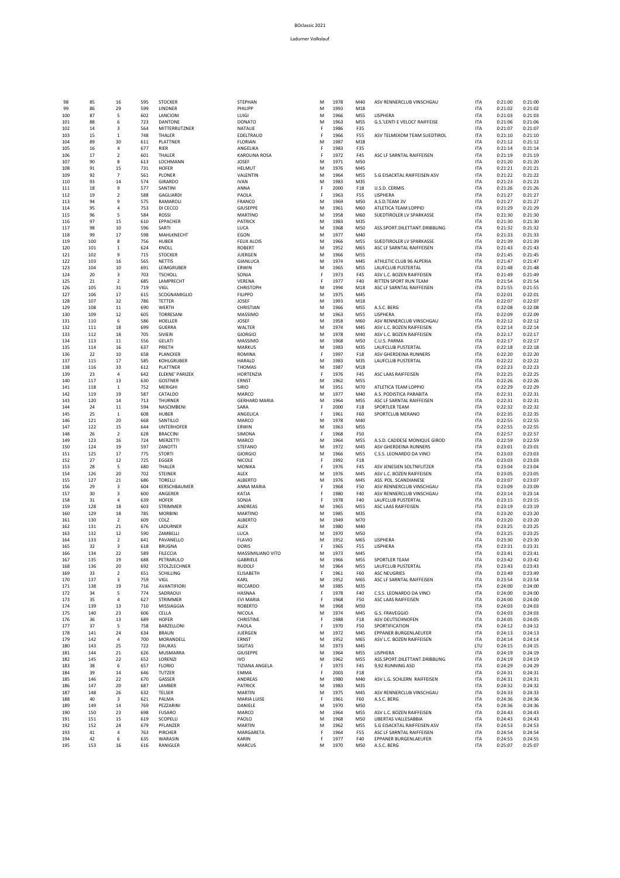# BOclassic 2021

## Ladurner Volkslauf

| | | | | | | | | | | | | |
|---|---|---|---|---|---|---|---|---|---|---|---|---|
| 98 | 85 | 16 | 595 | STOCKER | STEPHAN | M | 1978 | M40 | ASV RENNERCLUB VINSCHGAU | ITA | 0:21:00 | 0:21:00 |
| 99 | 86 | 29 | 599 | LINDNER | PHILIPP | M | 1993 | M18 | | ITA | 0:21:02 | 0:21:02 |
| 100 | 87 | 5 | 602 | LANCIONI | LUIGI | M | 1966 | M55 | LISPHERA | ITA | 0:21:03 | 0:21:03 |
| 101 | 88 | 6 | 723 | DANTONE | DONATO | M | 1963 | M55 | G.S.'LENTI E VELOCI' RAIFFEISE | ITA | 0:21:06 | 0:21:06 |
| 102 | 14 | 3 | 564 | MITTERRUTZNER | NATALIE | F | 1986 | F35 | | ITA | 0:21:07 | 0:21:07 |
| 103 | 15 | 1 | 748 | THALER | EDELTRAUD | F | 1966 | F55 | ASV TELMEKOM TEAM SUEDTIROL | ITA | 0:21:10 | 0:21:10 |
| 104 | 89 | 30 | 611 | PLATTNER | FLORIAN | M | 1987 | M18 | | ITA | 0:21:12 | 0:21:12 |
| 105 | 16 | 4 | 677 | RIER | ANGELIKA | F | 1983 | F35 | | ITA | 0:21:14 | 0:21:14 |
| 106 | 17 | 2 | 601 | THALER | KAROLINA ROSA | F | 1972 | F45 | ASC LF SARNTAL RAIFFEISEN | ITA | 0:21:19 | 0:21:19 |
| 107 | 90 | 8 | 613 | LOCHMANN | JOSEF | M | 1971 | M50 | | ITA | 0:21:20 | 0:21:20 |
| 108 | 91 | 15 | 731 | HOFER | HELMUT | M | 1976 | M45 | | ITA | 0:21:21 | 0:21:21 |
| 109 | 92 | 7 | 561 | PLONER | VALENTIN | M | 1964 | M55 | S.G EISACKTAL RAIFFEISEN ASV | ITA | 0:21:22 | 0:21:22 |
| 110 | 93 | 14 | 574 | GIRARDO | IVAN | M | 1983 | M35 | | ITA | 0:21:23 | 0:21:23 |
| 111 | 18 | 9 | 577 | SANTINI | ANNA | F | 2000 | F18 | U.S.D. CERMIS | ITA | 0:21:26 | 0:21:26 |
| 112 | 19 | 2 | 588 | GAGLIARDI | PAOLA | F | 1963 | F55 | LISPHERA | ITA | 0:21:27 | 0:21:27 |
| 113 | 94 | 9 | 575 | RAMAROLI | FRANCO | M | 1969 | M50 | A.S.D.TEAM 3V | ITA | 0:21:27 | 0:21:27 |
| 114 | 95 | 4 | 753 | DI CECCO | GIUSEPPE | M | 1961 | M60 | ATLETICA TEAM LOPPIO | ITA | 0:21:29 | 0:21:29 |
| 115 | 96 | 5 | 584 | ROSSI | MARTINO | M | 1958 | M60 | SUEDTIROLER LV SPARKASSE | ITA | 0:21:30 | 0:21:30 |
| 116 | 97 | 15 | 610 | EPPACHER | PATRICK | M | 1983 | M35 | | ITA | 0:21:30 | 0:21:30 |
| 117 | 98 | 10 | 596 | SARTI | LUCA | M | 1968 | M50 | ASS.SPORT.DILETTANT.DRIBBLING | ITA | 0:21:32 | 0:21:32 |
| 118 | 99 | 17 | 598 | MAHLKNECHT | EGON | M | 1977 | M40 | | ITA | 0:21:33 | 0:21:33 |
| 119 | 100 | 8 | 756 | HUBER | FELIX ALOIS | M | 1966 | M55 | SUEDTIROLER LV SPARKASSE | ITA | 0:21:39 | 0:21:39 |
| 120 | 101 | 1 | 624 | KNOLL | ROBERT | M | 1952 | M65 | ASC LF SARNTAL RAIFFEISEN | ITA | 0:21:43 | 0:21:43 |
| 121 | 102 | 9 | 715 | STOCKER | JUERGEN | M | 1966 | M55 | | ITA | 0:21:45 | 0:21:45 |
| 122 | 103 | 16 | 565 | NETTIS | GIANLUCA | M | 1974 | M45 | ATHLETIC CLUB 96 ALPERIA | ITA | 0:21:47 | 0:21:47 |
| 123 | 104 | 10 | 691 | LEIMGRUBER | ERWIN | M | 1965 | M55 | LAUFCLUB PUSTERTAL | ITA | 0:21:48 | 0:21:48 |
| 124 | 20 | 3 | 703 | TSCHOLL | SONJA | F | 1973 | F45 | ASV L.C. BOZEN RAIFFEISEN | ITA | 0:21:49 | 0:21:49 |
| 125 | 21 | 2 | 685 | LAMPRECHT | VERENA | F | 1977 | F40 | RITTEN SPORT RUN TEAM | ITA | 0:21:54 | 0:21:54 |
| 126 | 105 | 31 | 719 | VIGL | CHRISTOPH | M | 1994 | M18 | ASC LF SARNTAL RAIFFEISEN | ITA | 0:21:55 | 0:21:55 |
| 127 | 106 | 17 | 615 | SCOGNAMIGLIO | FILIPPO | M | 1975 | M45 | | ITA | 0:22:01 | 0:22:01 |
| 128 | 107 | 32 | 786 | TETTER | JOSEF | M | 1993 | M18 | | ITA | 0:22:07 | 0:22:07 |
| 129 | 108 | 11 | 690 | WERTH | CHRISTIAN | M | 1966 | M55 | A.S.C. BERG | ITA | 0:22:08 | 0:22:08 |
| 130 | 109 | 12 | 605 | TORRESANI | MASSIMO | M | 1963 | M55 | LISPHERA | ITA | 0:22:09 | 0:22:09 |
| 131 | 110 | 6 | 586 | HOELLER | JOSEF | M | 1958 | M60 | ASV RENNERCLUB VINSCHGAU | ITA | 0:22:12 | 0:22:12 |
| 132 | 111 | 18 | 699 | GUERRA | WALTER | M | 1974 | M45 | ASV L.C. BOZEN RAIFFEISEN | ITA | 0:22:14 | 0:22:14 |
| 133 | 112 | 18 | 705 | SIVIERI | GIORGIO | M | 1978 | M40 | ASV L.C. BOZEN RAIFFEISEN | ITA | 0:22:17 | 0:22:17 |
| 134 | 113 | 11 | 556 | GELATI | MASSIMO | M | 1968 | M50 | C.U.S. PARMA | ITA | 0:22:17 | 0:22:17 |
| 135 | 114 | 16 | 637 | PRIETH | MARKUS | M | 1983 | M35 | LAUFCLUB PUSTERTAL | ITA | 0:22:18 | 0:22:18 |
| 136 | 22 | 10 | 658 | PLANCKER | ROMINA | F | 1997 | F18 | ASV GHERDEINA RUNNERS | ITA | 0:22:20 | 0:22:20 |
| 137 | 115 | 17 | 585 | KOHLGRUBER | HARALD | M | 1983 | M35 | LAUFCLUB PUSTERTAL | ITA | 0:22:22 | 0:22:22 |
| 138 | 116 | 33 | 612 | PLATTNER | THOMAS | M | 1987 | M18 | | ITA | 0:22:23 | 0:22:23 |
| 139 | 23 | 4 | 642 | ELEKNE' PARIZEK | HORTENZIA | F | 1976 | F45 | ASC LAAS RAIFFEISEN | ITA | 0:22:25 | 0:22:25 |
| 140 | 117 | 13 | 630 | GOSTNER | ERNST | M | 1962 | M55 | | ITA | 0:22:26 | 0:22:26 |
| 141 | 118 | 1 | 752 | MERIGHI | SIRIO | M | 1951 | M70 | ATLETICA TEAM LOPPIO | ITA | 0:22:29 | 0:22:29 |
| 142 | 119 | 19 | 587 | CATALDO | MARCO | M | 1977 | M40 | A.S. PODISTICA PARABITA | ITA | 0:22:31 | 0:22:31 |
| 143 | 120 | 14 | 713 | THURNER | GERHARD MARIA | M | 1964 | M55 | ASC LF SARNTAL RAIFFEISEN | ITA | 0:22:31 | 0:22:31 |
| 144 | 24 | 11 | 594 | NASCIMBENI | SARA | F | 2000 | F18 | SPORTLER TEAM | ITA | 0:22:32 | 0:22:32 |
| 145 | 25 | 1 | 608 | HUBER | ANGELICA | F | 1961 | F60 | SPORTCLUB MERANO | ITA | 0:22:35 | 0:22:35 |
| 146 | 121 | 20 | 668 | SANTILLO | MARCO | M | 1978 | M40 | | ITA | 0:22:55 | 0:22:55 |
| 147 | 122 | 15 | 644 | UNTERHOFER | ERWIN | M | 1963 | M55 | | ITA | 0:22:55 | 0:22:55 |
| 148 | 26 | 2 | 628 | BRACCINI | SIMONA | F | 1968 | F50 | | ITA | 0:22:57 | 0:22:57 |
| 149 | 123 | 16 | 724 | MERZETTI | MARCO | M | 1964 | M55 | A.S.D. CADDESE MONIQUE GIROD | ITA | 0:22:59 | 0:22:59 |
| 150 | 124 | 19 | 597 | ZANOTTI | STEFANO | M | 1972 | M45 | ASV GHERDEINA RUNNERS | ITA | 0:23:01 | 0:23:01 |
| 151 | 125 | 17 | 775 | STORTI | GIORGIO | M | 1966 | M55 | C.S.S. LEONARDO DA VINCI | ITA | 0:23:03 | 0:23:03 |
| 152 | 27 | 12 | 725 | EGGER | NICOLE | F | 1992 | F18 | | ITA | 0:23:03 | 0:23:03 |
| 153 | 28 | 5 | 680 | THALER | MONIKA | F | 1976 | F45 | ASV JENESIEN SOLTNFLITZER | ITA | 0:23:04 | 0:23:04 |
| 154 | 126 | 20 | 702 | STEINER | ALEX | M | 1976 | M45 | ASV L.C. BOZEN RAIFFEISEN | ITA | 0:23:05 | 0:23:05 |
| 155 | 127 | 21 | 686 | TORELLI | ALBERTO | M | 1976 | M45 | ASS. POL. SCANDIANESE | ITA | 0:23:07 | 0:23:07 |
| 156 | 29 | 3 | 604 | KERSCHBAUMER | ANNA MARIA | F | 1968 | F50 | ASV RENNERCLUB VINSCHGAU | ITA | 0:23:09 | 0:23:09 |
| 157 | 30 | 3 | 600 | ANGERER | KATJA | F | 1980 | F40 | ASV RENNERCLUB VINSCHGAU | ITA | 0:23:14 | 0:23:14 |
| 158 | 31 | 4 | 639 | HOFER | SONJA | F | 1978 | F40 | LAUFCLUB PUSTERTAL | ITA | 0:23:15 | 0:23:15 |
| 159 | 128 | 18 | 603 | STRIMMER | ANDREAS | M | 1965 | M55 | ASC LAAS RAIFFEISEN | ITA | 0:23:19 | 0:23:19 |
| 160 | 129 | 18 | 785 | MORBINI | MARTINO | M | 1985 | M35 | | ITA | 0:23:20 | 0:23:20 |
| 161 | 130 | 2 | 609 | COLZ | ALBERTO | M | 1949 | M70 | | ITA | 0:23:20 | 0:23:20 |
| 162 | 131 | 21 | 676 | LADURNER | ALEX | M | 1980 | M40 | | ITA | 0:23:25 | 0:23:25 |
| 163 | 132 | 12 | 590 | ZAMBELLI | LUCA | M | 1970 | M50 | | ITA | 0:23:25 | 0:23:25 |
| 164 | 133 | 2 | 641 | PAVANELLO | FLAVIO | M | 1952 | M65 | LISPHERA | ITA | 0:23:30 | 0:23:30 |
| 165 | 32 | 3 | 618 | BRUGNA | DORIS | F | 1965 | F55 | LISPHERA | ITA | 0:23:31 | 0:23:31 |
| 166 | 134 | 22 | 589 | FILECCIA | MASSIMILIANO VITO | M | 1973 | M45 | | ITA | 0:23:41 | 0:23:41 |
| 167 | 135 | 19 | 688 | PETRARULO | GABRIELE | M | 1966 | M55 | SPORTLER TEAM | ITA | 0:23:42 | 0:23:42 |
| 168 | 136 | 20 | 692 | STOLZLECHNER | RUDOLF | M | 1964 | M55 | LAUFCLUB PUSTERTAL | ITA | 0:23:43 | 0:23:43 |
| 169 | 33 | 2 | 651 | SCHILLING | ELISABETH | F | 1961 | F60 | ASC NEUGRIES | ITA | 0:23:49 | 0:23:49 |
| 170 | 137 | 3 | 759 | VIGL | KARL | M | 1952 | M65 | ASC LF SARNTAL RAIFFEISEN | ITA | 0:23:54 | 0:23:54 |
| 171 | 138 | 19 | 716 | AVANTIFIORI | RICCARDO | M | 1985 | M35 | | ITA | 0:24:00 | 0:24:00 |
| 172 | 34 | 5 | 774 | SADRAOUI | HASNAA | F | 1978 | F40 | C.S.S. LEONARDO DA VINCI | ITA | 0:24:00 | 0:24:00 |
| 173 | 35 | 4 | 627 | STRIMMER | EVI MARIA | F | 1968 | F50 | ASC LAAS RAIFFEISEN | ITA | 0:24:00 | 0:24:00 |
| 174 | 139 | 13 | 710 | MISSIAGGIA | ROBERTO | M | 1968 | M50 | | ITA | 0:24:03 | 0:24:03 |
| 175 | 140 | 23 | 606 | CELLA | NICOLA | M | 1974 | M45 | G.S. FRAVEGGIO | ITA | 0:24:03 | 0:24:03 |
| 176 | 36 | 13 | 689 | HOFER | CHRISTINE | F | 1988 | F18 | ASV DEUTSCHNOFEN | ITA | 0:24:05 | 0:24:05 |
| 177 | 37 | 5 | 758 | BARZELLONI | PAOLA | F | 1970 | F50 | SPORTIFICATION | ITA | 0:24:12 | 0:24:12 |
| 178 | 141 | 24 | 634 | BRAUN | JUERGEN | M | 1972 | M45 | EPPANER BURGENLAEUFER | ITA | 0:24:13 | 0:24:13 |
| 179 | 142 | 4 | 700 | MORANDELL | ERNST | M | 1952 | M65 | ASV L.C. BOZEN RAIFFEISEN | ITA | 0:24:14 | 0:24:14 |
| 180 | 143 | 25 | 722 | DAUKAS | SIGITAS | M | 1973 | M45 | | LTU | 0:24:15 | 0:24:15 |
| 181 | 144 | 21 | 626 | MUSMARRA | GIUSEPPE | M | 1964 | M55 | LISPHERA | ITA | 0:24:19 | 0:24:19 |
| 182 | 145 | 22 | 652 | LORENZI | IVO | M | 1962 | M55 | ASS.SPORT.DILETTANT.DRIBBLING | ITA | 0:24:19 | 0:24:19 |
| 183 | 38 | 6 | 657 | FLORIO | TIZIANA ANGELA | F | 1973 | F45 | 9,92 RUNNING ASD | ITA | 0:24:29 | 0:24:29 |
| 184 | 39 | 14 | 646 | TUTZER | EMMA | F | 2003 | F18 | | ITA | 0:24:31 | 0:24:31 |
| 185 | 146 | 22 | 670 | GASSER | ANDREAS | M | 1980 | M40 | ASV L.G. SCHLERN RAIFFEISEN | ITA | 0:24:31 | 0:24:31 |
| 186 | 147 | 20 | 687 | LAMBER | PATRICK | M | 1983 | M35 | | ITA | 0:24:32 | 0:24:32 |
| 187 | 148 | 26 | 632 | TELSER | MARTIN | M | 1975 | M45 | ASV RENNERCLUB VINSCHGAU | ITA | 0:24:33 | 0:24:33 |
| 188 | 40 | 3 | 621 | PALMA | MARIA LUISE | F | 1961 | F60 | A.S.C. BERG | ITA | 0:24:36 | 0:24:36 |
| 189 | 149 | 14 | 769 | PEZZARINI | DANIELE | M | 1970 | M50 | | ITA | 0:24:36 | 0:24:36 |
| 190 | 150 | 23 | 698 | FUSARO | MARCO | M | 1964 | M55 | ASV L.C. BOZEN RAIFFEISEN | ITA | 0:24:43 | 0:24:43 |
| 191 | 151 | 15 | 619 | SCOPELLI | PAOLO | M | 1968 | M50 | LIBERTAS VALLESABBIA | ITA | 0:24:43 | 0:24:43 |
| 192 | 152 | 24 | 679 | PFLANZER | MARTIN | M | 1962 | M55 | S.G EISACKTAL RAIFFEISEN ASV | ITA | 0:24:53 | 0:24:53 |
| 193 | 41 | 4 | 763 | PIRCHER | MARGARETA | F | 1964 | F55 | ASC LF SARNTAL RAIFFEISEN | ITA | 0:24:54 | 0:24:54 |
| 194 | 42 | 6 | 635 | WARASIN | KARIN | F | 1977 | F40 | EPPANER BURGENLAEUFER | ITA | 0:24:55 | 0:24:55 |
| 195 | 153 | 16 | 616 | RANIGLER | MARCUS | M | 1970 | M50 | A.S.C. BERG | ITA | 0:25:07 | 0:25:07 |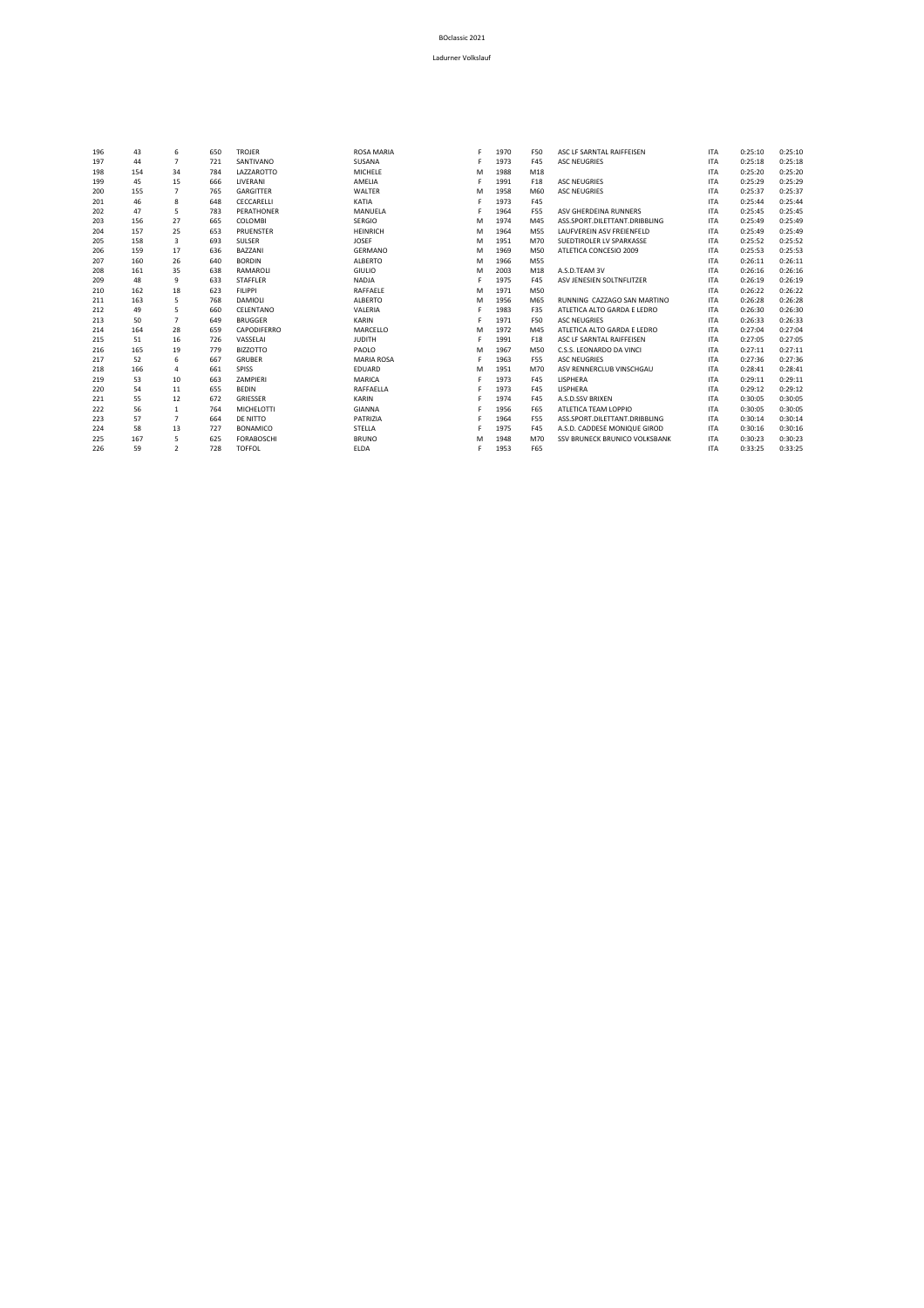BOclassic 2021

Ladurner Volkslauf

| | | | | | | | | | | | | |
|---|---|---|---|---|---|---|---|---|---|---|---|---|
| 196 | 43 | 6 | 650 | TROJER | ROSA MARIA | F | 1970 | F50 | ASC LF SARNTAL RAIFFEISEN | ITA | 0:25:10 | 0:25:10 |
| 197 | 44 | 7 | 721 | SANTIVANO | SUSANA | F | 1973 | F45 | ASC NEUGRIES | ITA | 0:25:18 | 0:25:18 |
| 198 | 154 | 34 | 784 | LAZZAROTTO | MICHELE | M | 1988 | M18 | | ITA | 0:25:20 | 0:25:20 |
| 199 | 45 | 15 | 666 | LIVERANI | AMELIA | F | 1991 | F18 | ASC NEUGRIES | ITA | 0:25:29 | 0:25:29 |
| 200 | 155 | 7 | 765 | GARGITTER | WALTER | M | 1958 | M60 | ASC NEUGRIES | ITA | 0:25:37 | 0:25:37 |
| 201 | 46 | 8 | 648 | CECCARELLI | KATIA | F | 1973 | F45 | | ITA | 0:25:44 | 0:25:44 |
| 202 | 47 | 5 | 783 | PERATHONER | MANUELA | F | 1964 | F55 | ASV GHERDEINA RUNNERS | ITA | 0:25:45 | 0:25:45 |
| 203 | 156 | 27 | 665 | COLOMBI | SERGIO | M | 1974 | M45 | ASS.SPORT.DILETTANT.DRIBBLING | ITA | 0:25:49 | 0:25:49 |
| 204 | 157 | 25 | 653 | PRUENSTER | HEINRICH | M | 1964 | M55 | LAUFVEREIN ASV FREIENFELD | ITA | 0:25:49 | 0:25:49 |
| 205 | 158 | 3 | 693 | SULSER | JOSEF | M | 1951 | M70 | SUEDTIROLER LV SPARKASSE | ITA | 0:25:52 | 0:25:52 |
| 206 | 159 | 17 | 636 | BAZZANI | GERMANO | M | 1969 | M50 | ATLETICA CONCESIO 2009 | ITA | 0:25:53 | 0:25:53 |
| 207 | 160 | 26 | 640 | BORDIN | ALBERTO | M | 1966 | M55 | | ITA | 0:26:11 | 0:26:11 |
| 208 | 161 | 35 | 638 | RAMAROLI | GIULIO | M | 2003 | M18 | A.S.D.TEAM 3V | ITA | 0:26:16 | 0:26:16 |
| 209 | 48 | 9 | 633 | STAFFLER | NADJA | F | 1975 | F45 | ASV JENESIEN SOLTNFLITZER | ITA | 0:26:19 | 0:26:19 |
| 210 | 162 | 18 | 623 | FILIPPI | RAFFAELE | M | 1971 | M50 | | ITA | 0:26:22 | 0:26:22 |
| 211 | 163 | 5 | 768 | DAMIOLI | ALBERTO | M | 1956 | M65 | RUNNING CAZZAGO SAN MARTINO | ITA | 0:26:28 | 0:26:28 |
| 212 | 49 | 5 | 660 | CELENTANO | VALERIA | F | 1983 | F35 | ATLETICA ALTO GARDA E LEDRO | ITA | 0:26:30 | 0:26:30 |
| 213 | 50 | 7 | 649 | BRUGGER | KARIN | F | 1971 | F50 | ASC NEUGRIES | ITA | 0:26:33 | 0:26:33 |
| 214 | 164 | 28 | 659 | CAPODIFERRO | MARCELLO | M | 1972 | M45 | ATLETICA ALTO GARDA E LEDRO | ITA | 0:27:04 | 0:27:04 |
| 215 | 51 | 16 | 726 | VASSELAI | JUDITH | F | 1991 | F18 | ASC LF SARNTAL RAIFFEISEN | ITA | 0:27:05 | 0:27:05 |
| 216 | 165 | 19 | 779 | BIZZOTTO | PAOLO | M | 1967 | M50 | C.S.S. LEONARDO DA VINCI | ITA | 0:27:11 | 0:27:11 |
| 217 | 52 | 6 | 667 | GRUBER | MARIA ROSA | F | 1963 | F55 | ASC NEUGRIES | ITA | 0:27:36 | 0:27:36 |
| 218 | 166 | 4 | 661 | SPISS | EDUARD | M | 1951 | M70 | ASV RENNERCLUB VINSCHGAU | ITA | 0:28:41 | 0:28:41 |
| 219 | 53 | 10 | 663 | ZAMPIERI | MARICA | F | 1973 | F45 | LISPHERA | ITA | 0:29:11 | 0:29:11 |
| 220 | 54 | 11 | 655 | BEDIN | RAFFAELLA | F | 1973 | F45 | LISPHERA | ITA | 0:29:12 | 0:29:12 |
| 221 | 55 | 12 | 672 | GRIESSER | KARIN | F | 1974 | F45 | A.S.D.SSV BRIXEN | ITA | 0:30:05 | 0:30:05 |
| 222 | 56 | 1 | 764 | MICHELOTTI | GIANNA | F | 1956 | F65 | ATLETICA TEAM LOPPIO | ITA | 0:30:05 | 0:30:05 |
| 223 | 57 | 7 | 664 | DE NITTO | PATRIZIA | F | 1964 | F55 | ASS.SPORT.DILETTANT.DRIBBLING | ITA | 0:30:14 | 0:30:14 |
| 224 | 58 | 13 | 727 | BONAMICO | STELLA | F | 1975 | F45 | A.S.D. CADDESE MONIQUE GIROD | ITA | 0:30:16 | 0:30:16 |
| 225 | 167 | 5 | 625 | FORABOSCHI | BRUNO | M | 1948 | M70 | SSV BRUNECK BRUNICO VOLKSBANK | ITA | 0:30:23 | 0:30:23 |
| 226 | 59 | 2 | 728 | TOFFOL | ELDA | F | 1953 | F65 | | ITA | 0:33:25 | 0:33:25 |